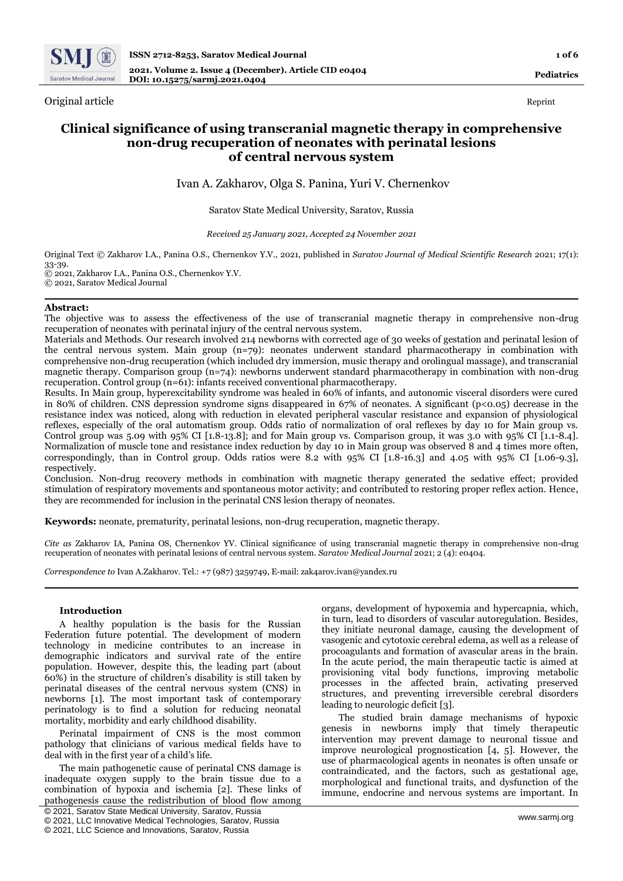Original article

Reprint

# Clinical significance of using transcranial magnetic therapy in comprehensive non-drug recuperation of neonates with perinatal lesions of central nervous system

Ivan A. Zakharov, Olga S. Panina, Yuri V. Chernenkov

Saratov State Medical University, Saratov, Russia

*Received 25 January 2021, Accepted 24 November 2021*

Original Text © Zakharov I.A., Panina O.S., Chernenkov Y.V., 2021, published in *Saratov Journal of Medical Scientific Research* 2021; 17(1): 33-39.
© 2021, Zakharov I.A., Panina O.S., Chernenkov Y.V.
© 2021, Saratov Medical Journal

**Abstract:**
The objective was to assess the effectiveness of the use of transcranial magnetic therapy in comprehensive non-drug recuperation of neonates with perinatal injury of the central nervous system.
Materials and Methods. Our research involved 214 newborns with corrected age of 30 weeks of gestation and perinatal lesion of the central nervous system. Main group (n=79): neonates underwent standard pharmacotherapy in combination with comprehensive non-drug recuperation (which included dry immersion, music therapy and orolingual massage), and transcranial magnetic therapy. Comparison group (n=74): newborns underwent standard pharmacotherapy in combination with non-drug recuperation. Control group (n=61): infants received conventional pharmacotherapy.
Results. In Main group, hyperexcitability syndrome was healed in 60% of infants, and autonomic visceral disorders were cured in 80% of children. CNS depression syndrome signs disappeared in 67% of neonates. A significant ($p<0.05$) decrease in the resistance index was noticed, along with reduction in elevated peripheral vascular resistance and expansion of physiological reflexes, especially of the oral automatism group. Odds ratio of normalization of oral reflexes by day 10 for Main group vs. Control group was 5.09 with 95% CI [1.8-13.8]; and for Main group vs. Comparison group, it was 3.0 with 95% CI [1.1-8.4]. Normalization of muscle tone and resistance index reduction by day 10 in Main group was observed 8 and 4 times more often, correspondingly, than in Control group. Odds ratios were 8.2 with 95% CI [1.8-16.3] and 4.05 with 95% CI [1.06-9.3], respectively.
Conclusion. Non-drug recovery methods in combination with magnetic therapy generated the sedative effect; provided stimulation of respiratory movements and spontaneous motor activity; and contributed to restoring proper reflex action. Hence, they are recommended for inclusion in the perinatal CNS lesion therapy of neonates.

**Keywords:** neonate, prematurity, perinatal lesions, non-drug recuperation, magnetic therapy.

*Cite as* Zakharov IA, Panina OS, Chernenkov YV. Clinical significance of using transcranial magnetic therapy in comprehensive non-drug recuperation of neonates with perinatal lesions of central nervous system. *Saratov Medical Journal* 2021; 2 (4): e0404.

*Correspondence to* Ivan A.Zakharov. Tel.: +7 (987) 3259749, E-mail: zak4arov.ivan@yandex.ru

## Introduction

A healthy population is the basis for the Russian Federation future potential. The development of modern technology in medicine contributes to an increase in demographic indicators and survival rate of the entire population. However, despite this, the leading part (about 60%) in the structure of children's disability is still taken by perinatal diseases of the central nervous system (CNS) in newborns [1]. The most important task of contemporary perinatology is to find a solution for reducing neonatal mortality, morbidity and early childhood disability.

Perinatal impairment of CNS is the most common pathology that clinicians of various medical fields have to deal with in the first year of a child's life.

The main pathogenetic cause of perinatal CNS damage is inadequate oxygen supply to the brain tissue due to a combination of hypoxia and ischemia [2]. These links of pathogenesis cause the redistribution of blood flow among organs, development of hypoxemia and hypercapnia, which, in turn, lead to disorders of vascular autoregulation. Besides, they initiate neuronal damage, causing the development of vasogenic and cytotoxic cerebral edema, as well as a release of procoagulants and formation of avascular areas in the brain. In the acute period, the main therapeutic tactic is aimed at provisioning vital body functions, improving metabolic processes in the affected brain, activating preserved structures, and preventing irreversible cerebral disorders leading to neurologic deficit [3].

The studied brain damage mechanisms of hypoxic genesis in newborns imply that timely therapeutic intervention may prevent damage to neuronal tissue and improve neurological prognostication [4, 5]. However, the use of pharmacological agents in neonates is often unsafe or contraindicated, and the factors, such as gestational age, morphological and functional traits, and dysfunction of the immune, endocrine and nervous systems are important. In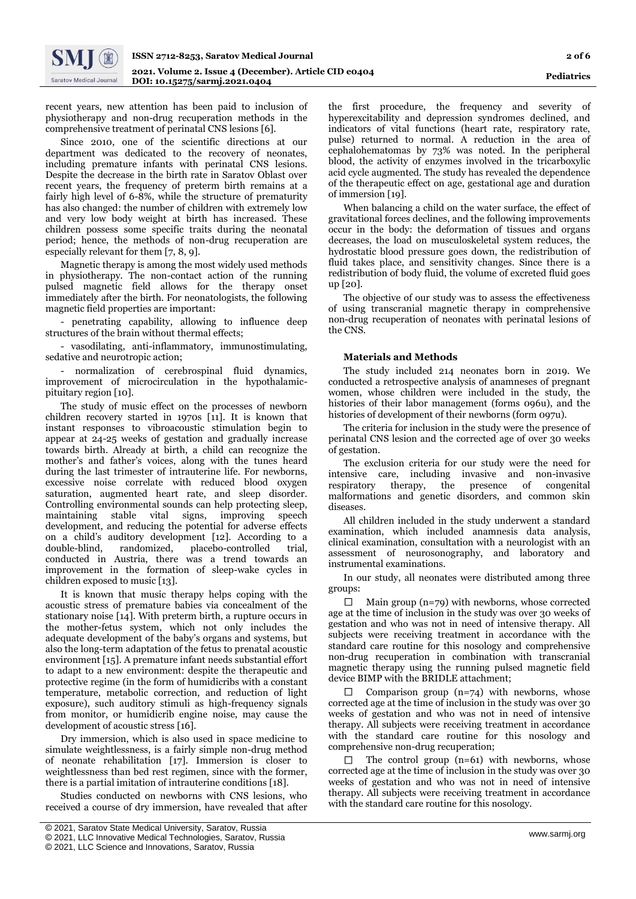recent years, new attention has been paid to inclusion of physiotherapy and non-drug recuperation methods in the comprehensive treatment of perinatal CNS lesions [6].

Since 2010, one of the scientific directions at our department was dedicated to the recovery of neonates, including premature infants with perinatal CNS lesions. Despite the decrease in the birth rate in Saratov Oblast over recent years, the frequency of preterm birth remains at a fairly high level of 6-8%, while the structure of prematurity has also changed: the number of children with extremely low and very low body weight at birth has increased. These children possess some specific traits during the neonatal period; hence, the methods of non-drug recuperation are especially relevant for them [7, 8, 9].

Magnetic therapy is among the most widely used methods in physiotherapy. The non-contact action of the running pulsed magnetic field allows for the therapy onset immediately after the birth. For neonatologists, the following magnetic field properties are important:

- penetrating capability, allowing to influence deep structures of the brain without thermal effects;
- vasodilating, anti-inflammatory, immunostimulating, sedative and neurotropic action;
- normalization of cerebrospinal fluid dynamics, improvement of microcirculation in the hypothalamic-pituitary region [10].

The study of music effect on the processes of newborn children recovery started in 1970s [11]. It is known that instant responses to vibroacoustic stimulation begin to appear at 24-25 weeks of gestation and gradually increase towards birth. Already at birth, a child can recognize the mother's and father's voices, along with the tunes heard during the last trimester of intrauterine life. For newborns, excessive noise correlate with reduced blood oxygen saturation, augmented heart rate, and sleep disorder. Controlling environmental sounds can help protecting sleep, maintaining stable vital signs, improving speech development, and reducing the potential for adverse effects on a child's auditory development [12]. According to a double-blind, randomized, placebo-controlled trial, conducted in Austria, there was a trend towards an improvement in the formation of sleep-wake cycles in children exposed to music [13].

It is known that music therapy helps coping with the acoustic stress of premature babies via concealment of the stationary noise [14]. With preterm birth, a rupture occurs in the mother-fetus system, which not only includes the adequate development of the baby's organs and systems, but also the long-term adaptation of the fetus to prenatal acoustic environment [15]. A premature infant needs substantial effort to adapt to a new environment: despite the therapeutic and protective regime (in the form of humidicribs with a constant temperature, metabolic correction, and reduction of light exposure), such auditory stimuli as high-frequency signals from monitor, or humidicrib engine noise, may cause the development of acoustic stress [16].

Dry immersion, which is also used in space medicine to simulate weightlessness, is a fairly simple non-drug method of neonate rehabilitation [17]. Immersion is closer to weightlessness than bed rest regimen, since with the former, there is a partial imitation of intrauterine conditions [18].

Studies conducted on newborns with CNS lesions, who received a course of dry immersion, have revealed that after the first procedure, the frequency and severity of hyperexcitability and depression syndromes declined, and indicators of vital functions (heart rate, respiratory rate, pulse) returned to normal. A reduction in the area of cephalohematomas by 73% was noted. In the peripheral blood, the activity of enzymes involved in the tricarboxylic acid cycle augmented. The study has revealed the dependence of the therapeutic effect on age, gestational age and duration of immersion [19].

When balancing a child on the water surface, the effect of gravitational forces declines, and the following improvements occur in the body: the deformation of tissues and organs decreases, the load on musculoskeletal system reduces, the hydrostatic blood pressure goes down, the redistribution of fluid takes place, and sensitivity changes. Since there is a redistribution of body fluid, the volume of excreted fluid goes up [20].

The objective of our study was to assess the effectiveness of using transcranial magnetic therapy in comprehensive non-drug recuperation of neonates with perinatal lesions of the CNS.

## Materials and Methods

The study included 214 neonates born in 2019. We conducted a retrospective analysis of anamneses of pregnant women, whose children were included in the study, the histories of their labor management (forms 096u), and the histories of development of their newborns (form 097u).

The criteria for inclusion in the study were the presence of perinatal CNS lesion and the corrected age of over 30 weeks of gestation.

The exclusion criteria for our study were the need for intensive care, including invasive and non-invasive respiratory therapy, the presence of congenital malformations and genetic disorders, and common skin diseases.

All children included in the study underwent a standard examination, which included anamnesis data analysis, clinical examination, consultation with a neurologist with an assessment of neurosonography, and laboratory and instrumental examinations.

In our study, all neonates were distributed among three groups:

- Main group (n=79) with newborns, whose corrected age at the time of inclusion in the study was over 30 weeks of gestation and who was not in need of intensive therapy. All subjects were receiving treatment in accordance with the standard care routine for this nosology and comprehensive non-drug recuperation in combination with transcranial magnetic therapy using the running pulsed magnetic field device BIMP with the BRIDLE attachment;
- Comparison group (n=74) with newborns, whose corrected age at the time of inclusion in the study was over 30 weeks of gestation and who was not in need of intensive therapy. All subjects were receiving treatment in accordance with the standard care routine for this nosology and comprehensive non-drug recuperation;
- The control group (n=61) with newborns, whose corrected age at the time of inclusion in the study was over 30 weeks of gestation and who was not in need of intensive therapy. All subjects were receiving treatment in accordance with the standard care routine for this nosology.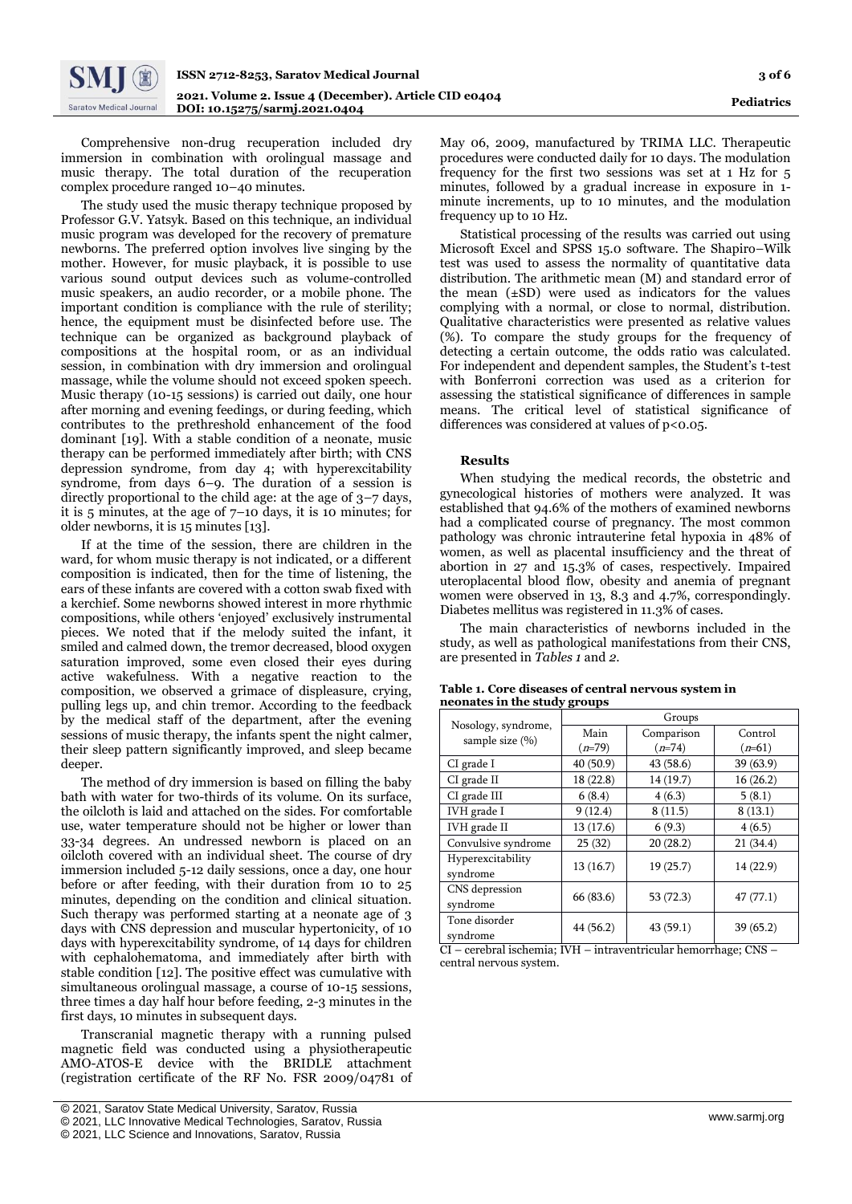Comprehensive non-drug recuperation included dry immersion in combination with orolingual massage and music therapy. The total duration of the recuperation complex procedure ranged 10–40 minutes.

The study used the music therapy technique proposed by Professor G.V. Yatsyk. Based on this technique, an individual music program was developed for the recovery of premature newborns. The preferred option involves live singing by the mother. However, for music playback, it is possible to use various sound output devices such as volume-controlled music speakers, an audio recorder, or a mobile phone. The important condition is compliance with the rule of sterility; hence, the equipment must be disinfected before use. The technique can be organized as background playback of compositions at the hospital room, or as an individual session, in combination with dry immersion and orolingual massage, while the volume should not exceed spoken speech. Music therapy (10-15 sessions) is carried out daily, one hour after morning and evening feedings, or during feeding, which contributes to the prethreshold enhancement of the food dominant [19]. With a stable condition of a neonate, music therapy can be performed immediately after birth; with CNS depression syndrome, from day 4; with hyperexcitability syndrome, from days 6–9. The duration of a session is directly proportional to the child age: at the age of 3–7 days, it is 5 minutes, at the age of 7–10 days, it is 10 minutes; for older newborns, it is 15 minutes [13].

If at the time of the session, there are children in the ward, for whom music therapy is not indicated, or a different composition is indicated, then for the time of listening, the ears of these infants are covered with a cotton swab fixed with a kerchief. Some newborns showed interest in more rhythmic compositions, while others 'enjoyed' exclusively instrumental pieces. We noted that if the melody suited the infant, it smiled and calmed down, the tremor decreased, blood oxygen saturation improved, some even closed their eyes during active wakefulness. With a negative reaction to the composition, we observed a grimace of displeasure, crying, pulling legs up, and chin tremor. According to the feedback by the medical staff of the department, after the evening sessions of music therapy, the infants spent the night calmer, their sleep pattern significantly improved, and sleep became deeper.

The method of dry immersion is based on filling the baby bath with water for two-thirds of its volume. On its surface, the oilcloth is laid and attached on the sides. For comfortable use, water temperature should not be higher or lower than 33-34 degrees. An undressed newborn is placed on an oilcloth covered with an individual sheet. The course of dry immersion included 5-12 daily sessions, once a day, one hour before or after feeding, with their duration from 10 to 25 minutes, depending on the condition and clinical situation. Such therapy was performed starting at a neonate age of 3 days with CNS depression and muscular hypertonicity, of 10 days with hyperexcitability syndrome, of 14 days for children with cephalohematoma, and immediately after birth with stable condition [12]. The positive effect was cumulative with simultaneous orolingual massage, a course of 10-15 sessions, three times a day half hour before feeding, 2-3 minutes in the first days, 10 minutes in subsequent days.

Transcranial magnetic therapy with a running pulsed magnetic field was conducted using a physiotherapeutic AMO-ATOS-E device with the BRIDLE attachment (registration certificate of the RF No. FSR 2009/04781 of May 06, 2009, manufactured by TRIMA LLC. Therapeutic procedures were conducted daily for 10 days. The modulation frequency for the first two sessions was set at 1 Hz for 5 minutes, followed by a gradual increase in exposure in 1-minute increments, up to 10 minutes, and the modulation frequency up to 10 Hz.

Statistical processing of the results was carried out using Microsoft Excel and SPSS 15.0 software. The Shapiro–Wilk test was used to assess the normality of quantitative data distribution. The arithmetic mean (M) and standard error of the mean (±SD) were used as indicators for the values complying with a normal, or close to normal, distribution. Qualitative characteristics were presented as relative values (%). To compare the study groups for the frequency of detecting a certain outcome, the odds ratio was calculated. For independent and dependent samples, the Student's t-test with Bonferroni correction was used as a criterion for assessing the statistical significance of differences in sample means. The critical level of statistical significance of differences was considered at values of $p<0.05$.

### Results

When studying the medical records, the obstetric and gynecological histories of mothers were analyzed. It was established that 94.6% of the mothers of examined newborns had a complicated course of pregnancy. The most common pathology was chronic intrauterine fetal hypoxia in 48% of women, as well as placental insufficiency and the threat of abortion in 27 and 15.3% of cases, respectively. Impaired uteroplacental blood flow, obesity and anemia of pregnant women were observed in 13, 8.3 and 4.7%, correspondingly. Diabetes mellitus was registered in 11.3% of cases.

The main characteristics of newborns included in the study, as well as pathological manifestations from their CNS, are presented in *Tables 1* and *2*.

**Table 1. Core diseases of central nervous system in neonates in the study groups**

| Nosology, syndrome, sample size (%) | Groups | | |
|---|---|---|---|
| | Main ($n$=79) | Comparison ($n$=74) | Control ($n$=61) |
| CI grade I | 40 (50.9) | 43 (58.6) | 39 (63.9) |
| CI grade II | 18 (22.8) | 14 (19.7) | 16 (26.2) |
| CI grade III | 6 (8.4) | 4 (6.3) | 5 (8.1) |
| IVH grade I | 9 (12.4) | 8 (11.5) | 8 (13.1) |
| IVH grade II | 13 (17.6) | 6 (9.3) | 4 (6.5) |
| Convulsive syndrome | 25 (32) | 20 (28.2) | 21 (34.4) |
| Hyperexcitability syndrome | 13 (16.7) | 19 (25.7) | 14 (22.9) |
| CNS depression syndrome | 66 (83.6) | 53 (72.3) | 47 (77.1) |
| Tone disorder syndrome | 44 (56.2) | 43 (59.1) | 39 (65.2) |

CI – cerebral ischemia; IVH – intraventricular hemorrhage; CNS – central nervous system.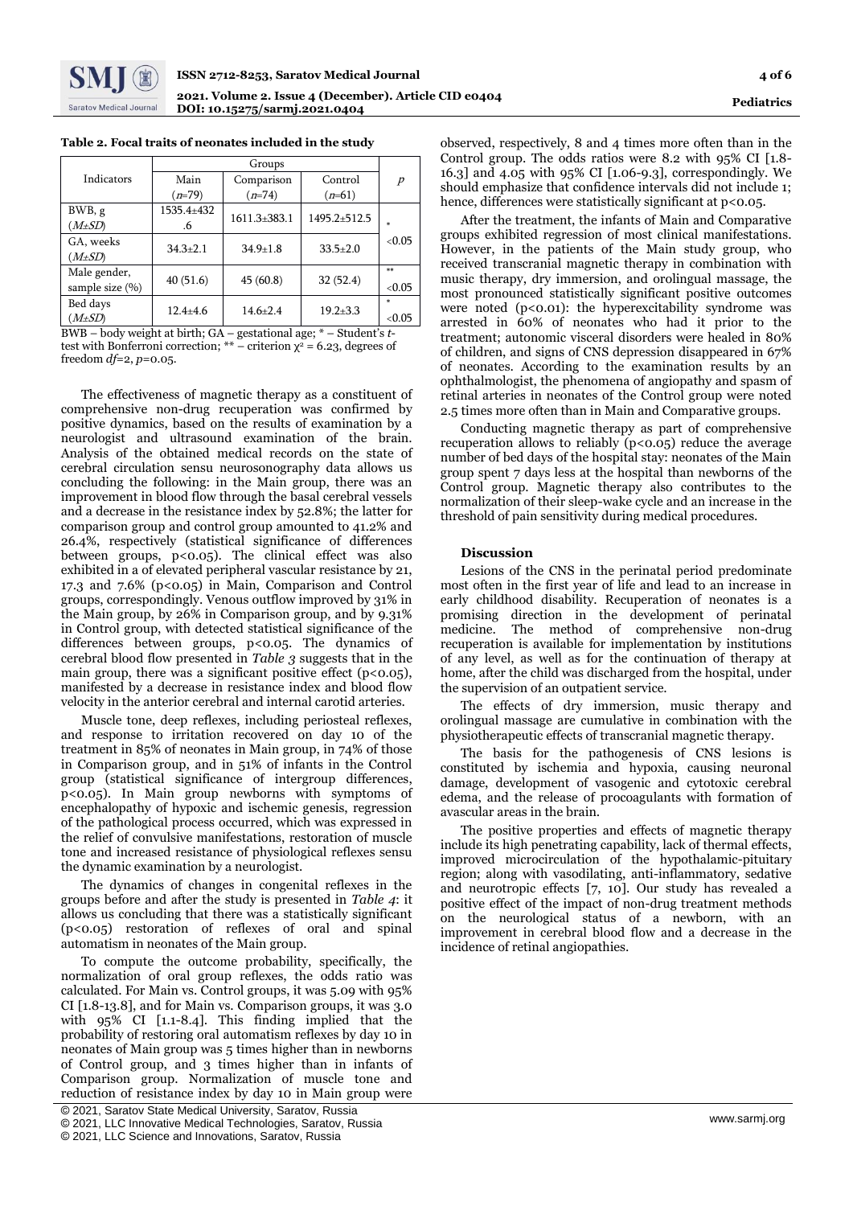**Table 2. Focal traits of neonates included in the study**

| Indicators | Groups | | | $p$ |
|---|---|---|---|---|
| | Main ($n$=79) | Comparison ($n$=74) | Control ($n$=61) | |
| BWB, g ($M\pm SD$) | 1535.4±432.6 | 1611.3±383.1 | 1495.2±512.5 | * <0.05 |
| GA, weeks ($M\pm SD$) | 34.3±2.1 | 34.9±1.8 | 33.5±2.0 | |
| Male gender, sample size (%) | 40 (51.6) | 45 (60.8) | 32 (52.4) | ** <0.05 |
| Bed days ($M\pm SD$) | 12.4±4.6 | 14.6±2.4 | 19.2±3.3 | * <0.05 |

BWB – body weight at birth; GA – gestational age; * – Student's $t$-test with Bonferroni correction; ** – criterion $\chi^2 = 6.23$, degrees of freedom $df$=2, $p$=0.05.

The effectiveness of magnetic therapy as a constituent of comprehensive non-drug recuperation was confirmed by positive dynamics, based on the results of examination by a neurologist and ultrasound examination of the brain. Analysis of the obtained medical records on the state of cerebral circulation sensu neurosonography data allows us concluding the following: in the Main group, there was an improvement in blood flow through the basal cerebral vessels and a decrease in the resistance index by 52.8%; the latter for comparison group and control group amounted to 41.2% and 26.4%, respectively (statistical significance of differences between groups, $p<0.05$). The clinical effect was also exhibited in a of elevated peripheral vascular resistance by 21, 17.3 and 7.6% ($p<0.05$) in Main, Comparison and Control groups, correspondingly. Venous outflow improved by 31% in the Main group, by 26% in Comparison group, and by 9.31% in Control group, with detected statistical significance of the differences between groups, $p<0.05$. The dynamics of cerebral blood flow presented in *Table 3* suggests that in the main group, there was a significant positive effect ($p<0.05$), manifested by a decrease in resistance index and blood flow velocity in the anterior cerebral and internal carotid arteries.

Muscle tone, deep reflexes, including periosteal reflexes, and response to irritation recovered on day 10 of the treatment in 85% of neonates in Main group, in 74% of those in Comparison group, and in 51% of infants in the Control group (statistical significance of intergroup differences, $p<0.05$). In Main group newborns with symptoms of encephalopathy of hypoxic and ischemic genesis, regression of the pathological process occurred, which was expressed in the relief of convulsive manifestations, restoration of muscle tone and increased resistance of physiological reflexes sensu the dynamic examination by a neurologist.

The dynamics of changes in congenital reflexes in the groups before and after the study is presented in *Table 4*: it allows us concluding that there was a statistically significant ($p<0.05$) restoration of reflexes of oral and spinal automatism in neonates of the Main group.

To compute the outcome probability, specifically, the normalization of oral group reflexes, the odds ratio was calculated. For Main vs. Control groups, it was 5.09 with 95% CI [1.8-13.8], and for Main vs. Comparison groups, it was 3.0 with 95% CI [1.1-8.4]. This finding implied that the probability of restoring oral automatism reflexes by day 10 in neonates of Main group was 5 times higher than in newborns of Control group, and 3 times higher than in infants of Comparison group. Normalization of muscle tone and reduction of resistance index by day 10 in Main group were observed, respectively, 8 and 4 times more often than in the Control group. The odds ratios were 8.2 with 95% CI [1.8-16.3] and 4.05 with 95% CI [1.06-9.3], correspondingly. We should emphasize that confidence intervals did not include 1; hence, differences were statistically significant at $p<0.05$.

After the treatment, the infants of Main and Comparative groups exhibited regression of most clinical manifestations. However, in the patients of the Main study group, who received transcranial magnetic therapy in combination with music therapy, dry immersion, and orolingual massage, the most pronounced statistically significant positive outcomes were noted ($p<0.01$): the hyperexcitability syndrome was arrested in 60% of neonates who had it prior to the treatment; autonomic visceral disorders were healed in 80% of children, and signs of CNS depression disappeared in 67% of neonates. According to the examination results by an ophthalmologist, the phenomena of angiopathy and spasm of retinal arteries in neonates of the Control group were noted 2.5 times more often than in Main and Comparative groups.

Conducting magnetic therapy as part of comprehensive recuperation allows to reliably ($p<0.05$) reduce the average number of bed days of the hospital stay: neonates of the Main group spent 7 days less at the hospital than newborns of the Control group. Magnetic therapy also contributes to the normalization of their sleep-wake cycle and an increase in the threshold of pain sensitivity during medical procedures.

## Discussion

Lesions of the CNS in the perinatal period predominate most often in the first year of life and lead to an increase in early childhood disability. Recuperation of neonates is a promising direction in the development of perinatal medicine. The method of comprehensive non-drug recuperation is available for implementation by institutions of any level, as well as for the continuation of therapy at home, after the child was discharged from the hospital, under the supervision of an outpatient service.

The effects of dry immersion, music therapy and orolingual massage are cumulative in combination with the physiotherapeutic effects of transcranial magnetic therapy.

The basis for the pathogenesis of CNS lesions is constituted by ischemia and hypoxia, causing neuronal damage, development of vasogenic and cytotoxic cerebral edema, and the release of procoagulants with formation of avascular areas in the brain.

The positive properties and effects of magnetic therapy include its high penetrating capability, lack of thermal effects, improved microcirculation of the hypothalamic-pituitary region; along with vasodilating, anti-inflammatory, sedative and neurotropic effects [7, 10]. Our study has revealed a positive effect of the impact of non-drug treatment methods on the neurological status of a newborn, with an improvement in cerebral blood flow and a decrease in the incidence of retinal angiopathies.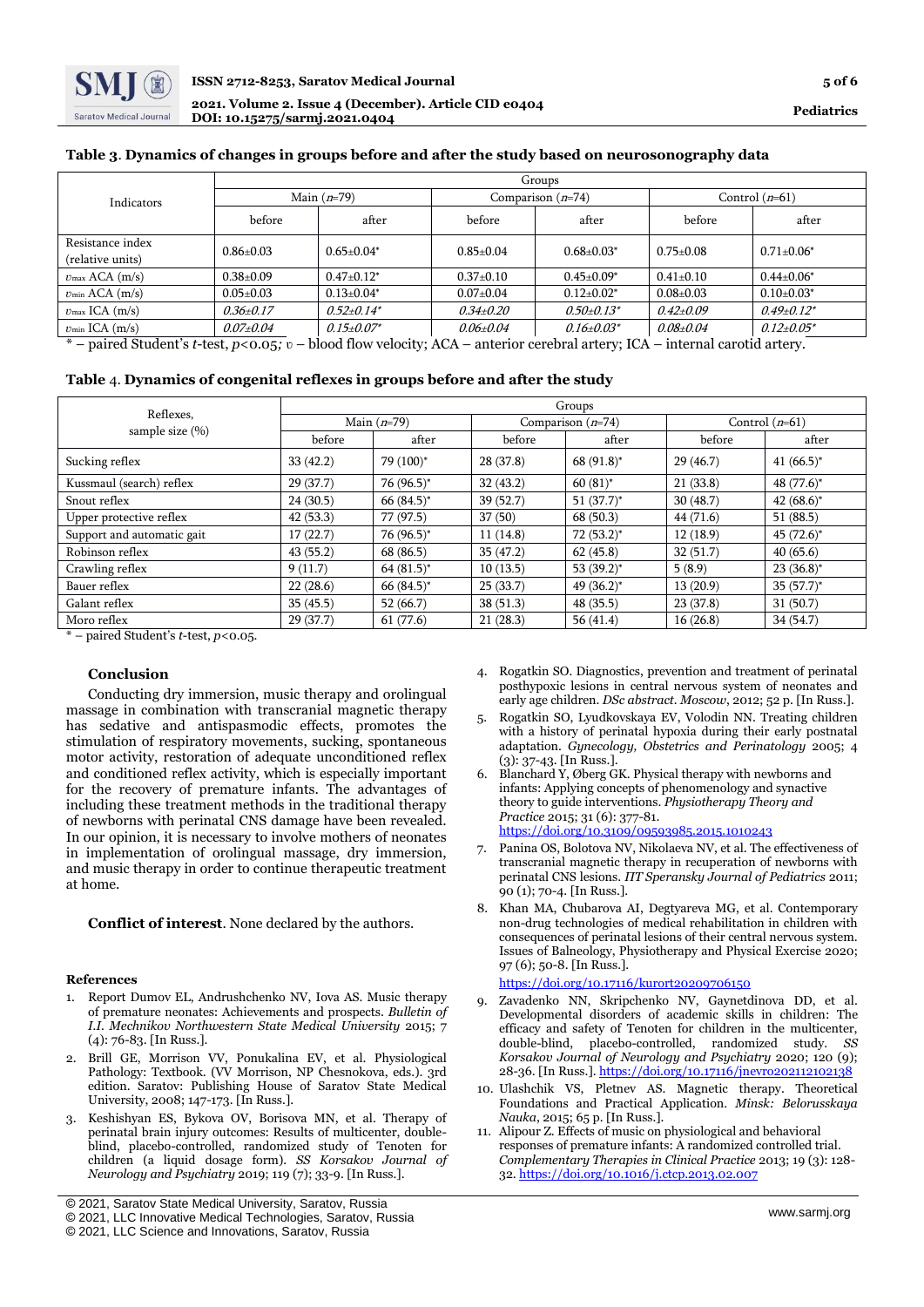**Table 3. Dynamics of changes in groups before and after the study based on neurosonography data**

| Indicators | Groups | | | | | |
|---|---|---|---|---|---|---|
| | Main (*n*=79) | | Comparison (*n*=74) | | Control (*n*=61) | |
| | before | after | before | after | before | after |
| Resistance index (relative units) | 0.86±0.03 | 0.65±0.04* | 0.85±0.04 | 0.68±0.03* | 0.75±0.08 | 0.71±0.06* |
| $\upsilon_{max}$ ACA (m/s) | 0.38±0.09 | 0.47±0.12* | 0.37±0.10 | 0.45±0.09* | 0.41±0.10 | 0.44±0.06* |
| $\upsilon_{min}$ ACA (m/s) | 0.05±0.03 | 0.13±0.04* | 0.07±0.04 | 0.12±0.02* | 0.08±0.03 | 0.10±0.03* |
| $\upsilon_{max}$ ICA (m/s) | *0.36±0.17* | *0.52±0.14** | *0.34±0.20* | *0.50±0.13** | *0.42±0.09* | *0.49±0.12** |
| $\upsilon_{min}$ ICA (m/s) | *0.07±0.04* | *0.15±0.07** | *0.06±0.04* | *0.16±0.03** | *0.08±0.04* | *0.12±0.05** |

* – paired Student's *t*-test, $p<0.05$; $\upsilon$ – blood flow velocity; ACA – anterior cerebral artery; ICA – internal carotid artery.

**Table 4. Dynamics of congenital reflexes in groups before and after the study**

| Reflexes, sample size (%) | Groups | | | | | |
|---|---|---|---|---|---|---|
| | Main (*n*=79) | | Comparison (*n*=74) | | Control (*n*=61) | |
| | before | after | before | after | before | after |
| Sucking reflex | 33 (42.2) | 79 (100)* | 28 (37.8) | 68 (91.8)* | 29 (46.7) | 41 (66.5)* |
| Kussmaul (search) reflex | 29 (37.7) | 76 (96.5)* | 32 (43.2) | 60 (81)* | 21 (33.8) | 48 (77.6)* |
| Snout reflex | 24 (30.5) | 66 (84.5)* | 39 (52.7) | 51 (37.7)* | 30 (48.7) | 42 (68.6)* |
| Upper protective reflex | 42 (53.3) | 77 (97.5) | 37 (50) | 68 (50.3) | 44 (71.6) | 51 (88.5) |
| Support and automatic gait | 17 (22.7) | 76 (96.5)* | 11 (14.8) | 72 (53.2)* | 12 (18.9) | 45 (72.6)* |
| Robinson reflex | 43 (55.2) | 68 (86.5) | 35 (47.2) | 62 (45.8) | 32 (51.7) | 40 (65.6) |
| Crawling reflex | 9 (11.7) | 64 (81.5)* | 10 (13.5) | 53 (39.2)* | 5 (8.9) | 23 (36.8)* |
| Bauer reflex | 22 (28.6) | 66 (84.5)* | 25 (33.7) | 49 (36.2)* | 13 (20.9) | 35 (57.7)* |
| Galant reflex | 35 (45.5) | 52 (66.7) | 38 (51.3) | 48 (35.5) | 23 (37.8) | 31 (50.7) |
| Moro reflex | 29 (37.7) | 61 (77.6) | 21 (28.3) | 56 (41.4) | 16 (26.8) | 34 (54.7) |

* – paired Student's *t*-test, $p<0.05$.

## Conclusion

Conducting dry immersion, music therapy and orolingual massage in combination with transcranial magnetic therapy has sedative and antispasmodic effects, promotes the stimulation of respiratory movements, sucking, spontaneous motor activity, restoration of adequate unconditioned reflex and conditioned reflex activity, which is especially important for the recovery of premature infants. The advantages of including these treatment methods in the traditional therapy of newborns with perinatal CNS damage have been revealed. In our opinion, it is necessary to involve mothers of neonates in implementation of orolingual massage, dry immersion, and music therapy in order to continue therapeutic treatment at home.

**Conflict of interest**. None declared by the authors.

## References

1. Report Dumov EL, Andrushchenko NV, Iova AS. Music therapy of premature neonates: Achievements and prospects. *Bulletin of I.I. Mechnikov Northwestern State Medical University* 2015; 7 (4): 76-83. [In Russ.].
2. Brill GE, Morrison VV, Ponukalina EV, et al. Physiological Pathology: Textbook. (VV Morrison, NP Chesnokova, eds.). 3rd edition. Saratov: Publishing House of Saratov State Medical University, 2008; 147-173. [In Russ.].
3. Keshishyan ES, Bykova OV, Borisova MN, et al. Therapy of perinatal brain injury outcomes: Results of multicenter, double-blind, placebo-controlled, randomized study of Tenoten for children (a liquid dosage form). *SS Korsakov Journal of Neurology and Psychiatry* 2019; 119 (7); 33-9. [In Russ.].
4. Rogatkin SO. Diagnostics, prevention and treatment of perinatal posthypoxic lesions in central nervous system of neonates and early age children. *DSc abstract. Moscow*, 2012; 52 p. [In Russ.].
5. Rogatkin SO, Lyudkovskaya EV, Volodin NN. Treating children with a history of perinatal hypoxia during their early postnatal adaptation. *Gynecology, Obstetrics and Perinatology* 2005; 4 (3): 37-43. [In Russ.].
6. Blanchard Y, Øberg GK. Physical therapy with newborns and infants: Applying concepts of phenomenology and synactive theory to guide interventions. *Physiotherapy Theory and Practice* 2015; 31 (6): 377-81. https://doi.org/10.3109/09593985.2015.1010243
7. Panina OS, Bolotova NV, Nikolaeva NV, et al. The effectiveness of transcranial magnetic therapy in recuperation of newborns with perinatal CNS lesions. *IIT Speransky Journal of Pediatrics* 2011; 90 (1); 70-4. [In Russ.].
8. Khan MA, Chubarova AI, Degtyareva MG, et al. Contemporary non-drug technologies of medical rehabilitation in children with consequences of perinatal lesions of their central nervous system. Issues of Balneology, Physiotherapy and Physical Exercise 2020; 97 (6); 50-8. [In Russ.]. https://doi.org/10.17116/kurort20209706150
9. Zavadenko NN, Skripchenko NV, Gaynetdinova DD, et al. Developmental disorders of academic skills in children: The efficacy and safety of Tenoten for children in the multicenter, double-blind, placebo-controlled, randomized study. *SS Korsakov Journal of Neurology and Psychiatry* 2020; 120 (9); 28-36. [In Russ.]. https://doi.org/10.17116/jnevro202112102138
10. Ulashchik VS, Pletnev AS. Magnetic therapy. Theoretical Foundations and Practical Application. *Minsk: Belorusskaya Nauka*, 2015; 65 p. [In Russ.].
11. Alipour Z. Effects of music on physiological and behavioral responses of premature infants: A randomized controlled trial. *Complementary Therapies in Clinical Practice* 2013; 19 (3): 128-32. https://doi.org/10.1016/j.ctcp.2013.02.007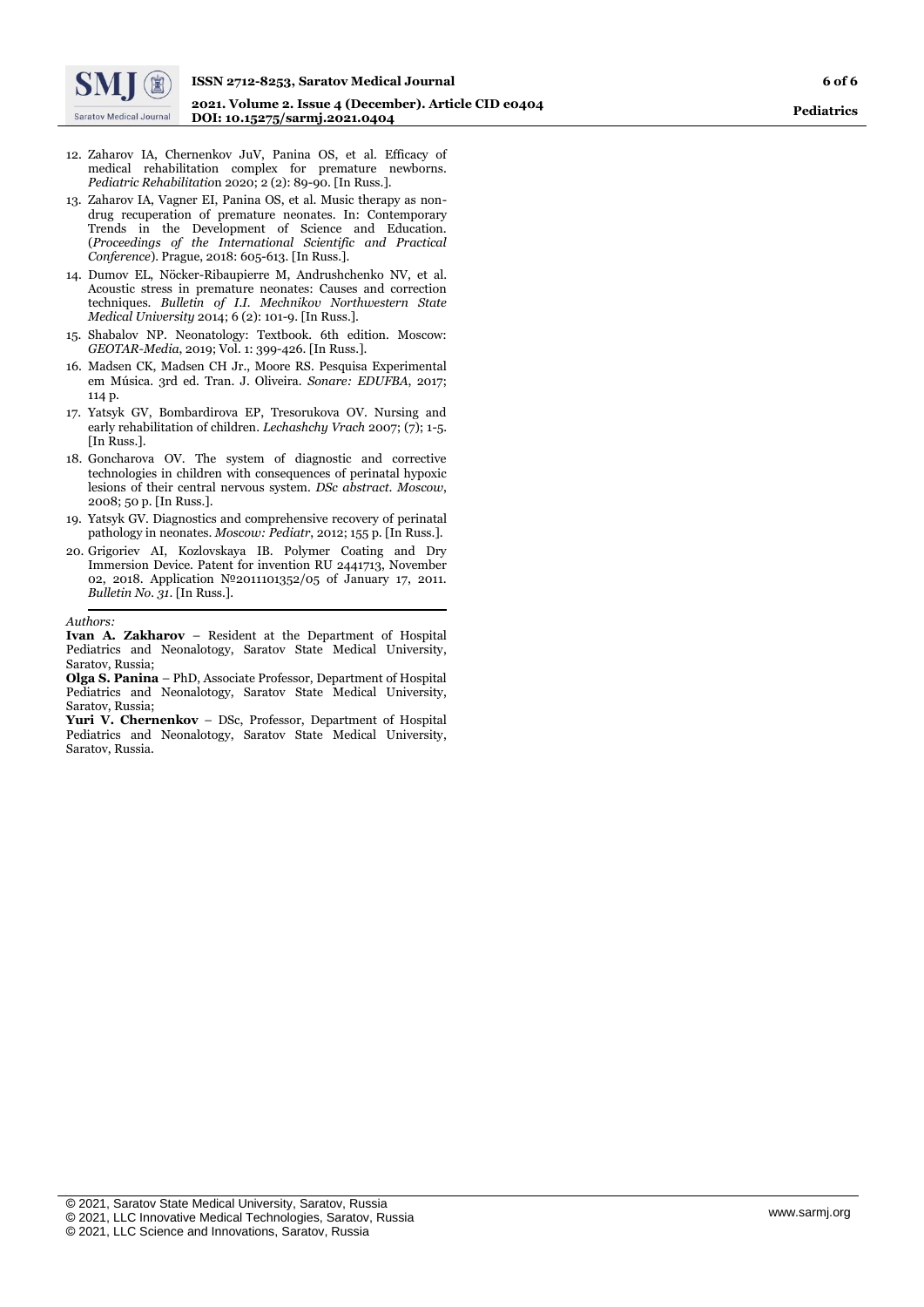12. Zaharov IA, Chernenkov JuV, Panina OS, et al. Efficacy of medical rehabilitation complex for premature newborns. *Pediatric Rehabilitation* 2020; 2 (2): 89-90. [In Russ.].
13. Zaharov IA, Vagner EI, Panina OS, et al. Music therapy as non-drug recuperation of premature neonates. In: Contemporary Trends in the Development of Science and Education. (*Proceedings of the International Scientific and Practical Conference*). Prague, 2018: 605-613. [In Russ.].
14. Dumov EL, Nöcker-Ribaupierre M, Andrushchenko NV, et al. Acoustic stress in premature neonates: Causes and correction techniques. *Bulletin of I.I. Mechnikov Northwestern State Medical University* 2014; 6 (2): 101-9. [In Russ.].
15. Shabalov NP. Neonatology: Textbook. 6th edition. Moscow: *GEOTAR-Media*, 2019; Vol. 1: 399-426. [In Russ.].
16. Madsen CK, Madsen CH Jr., Moore RS. Pesquisa Experimental em Música. 3rd ed. Tran. J. Oliveira. *Sonare: EDUFBA*, 2017; 114 p.
17. Yatsyk GV, Bombardirova EP, Tresorukova OV. Nursing and early rehabilitation of children. *Lechashchy Vrach* 2007; (7); 1-5. [In Russ.].
18. Goncharova OV. The system of diagnostic and corrective technologies in children with consequences of perinatal hypoxic lesions of their central nervous system. *DSc abstract. Moscow*, 2008; 50 p. [In Russ.].
19. Yatsyk GV. Diagnostics and comprehensive recovery of perinatal pathology in neonates. *Moscow: Pediatr*, 2012; 155 p. [In Russ.].
20. Grigoriev AI, Kozlovskaya IB. Polymer Coating and Dry Immersion Device. Patent for invention RU 2441713, November 02, 2018. Application №2011101352/05 of January 17, 2011. *Bulletin No. 31*. [In Russ.].

*Authors:*

**Ivan A. Zakharov** – Resident at the Department of Hospital Pediatrics and Neonalotogy, Saratov State Medical University, Saratov, Russia;

**Olga S. Panina** – PhD, Associate Professor, Department of Hospital Pediatrics and Neonalotogy, Saratov State Medical University, Saratov, Russia;

**Yuri V. Chernenkov** – DSc, Professor, Department of Hospital Pediatrics and Neonalotogy, Saratov State Medical University, Saratov, Russia.